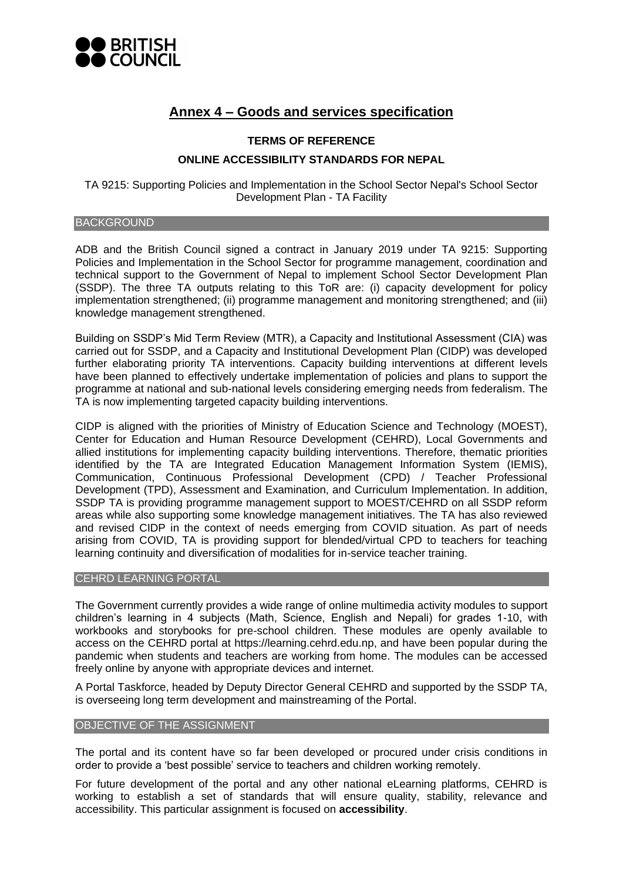BRITISH COUNCIL

# Annex 4 – Goods and services specification

## TERMS OF REFERENCE

## ONLINE ACCESSIBILITY STANDARDS FOR NEPAL

TA 9215: Supporting Policies and Implementation in the School Sector Nepal's School Sector Development Plan - TA Facility

### BACKGROUND

ADB and the British Council signed a contract in January 2019 under TA 9215: Supporting Policies and Implementation in the School Sector for programme management, coordination and technical support to the Government of Nepal to implement School Sector Development Plan (SSDP). The three TA outputs relating to this ToR are: (i) capacity development for policy implementation strengthened; (ii) programme management and monitoring strengthened; and (iii) knowledge management strengthened.

Building on SSDP's Mid Term Review (MTR), a Capacity and Institutional Assessment (CIA) was carried out for SSDP, and a Capacity and Institutional Development Plan (CIDP) was developed further elaborating priority TA interventions. Capacity building interventions at different levels have been planned to effectively undertake implementation of policies and plans to support the programme at national and sub-national levels considering emerging needs from federalism. The TA is now implementing targeted capacity building interventions.

CIDP is aligned with the priorities of Ministry of Education Science and Technology (MOEST), Center for Education and Human Resource Development (CEHRD), Local Governments and allied institutions for implementing capacity building interventions. Therefore, thematic priorities identified by the TA are Integrated Education Management Information System (IEMIS), Communication, Continuous Professional Development (CPD) / Teacher Professional Development (TPD), Assessment and Examination, and Curriculum Implementation. In addition, SSDP TA is providing programme management support to MOEST/CEHRD on all SSDP reform areas while also supporting some knowledge management initiatives. The TA has also reviewed and revised CIDP in the context of needs emerging from COVID situation. As part of needs arising from COVID, TA is providing support for blended/virtual CPD to teachers for teaching learning continuity and diversification of modalities for in-service teacher training.

### CEHRD LEARNING PORTAL

The Government currently provides a wide range of online multimedia activity modules to support children's learning in 4 subjects (Math, Science, English and Nepali) for grades 1-10, with workbooks and storybooks for pre-school children. These modules are openly available to access on the CEHRD portal at https://learning.cehrd.edu.np, and have been popular during the pandemic when students and teachers are working from home. The modules can be accessed freely online by anyone with appropriate devices and internet.

A Portal Taskforce, headed by Deputy Director General CEHRD and supported by the SSDP TA, is overseeing long term development and mainstreaming of the Portal.

### OBJECTIVE OF THE ASSIGNMENT

The portal and its content have so far been developed or procured under crisis conditions in order to provide a 'best possible' service to teachers and children working remotely.

For future development of the portal and any other national eLearning platforms, CEHRD is working to establish a set of standards that will ensure quality, stability, relevance and accessibility. This particular assignment is focused on **accessibility**.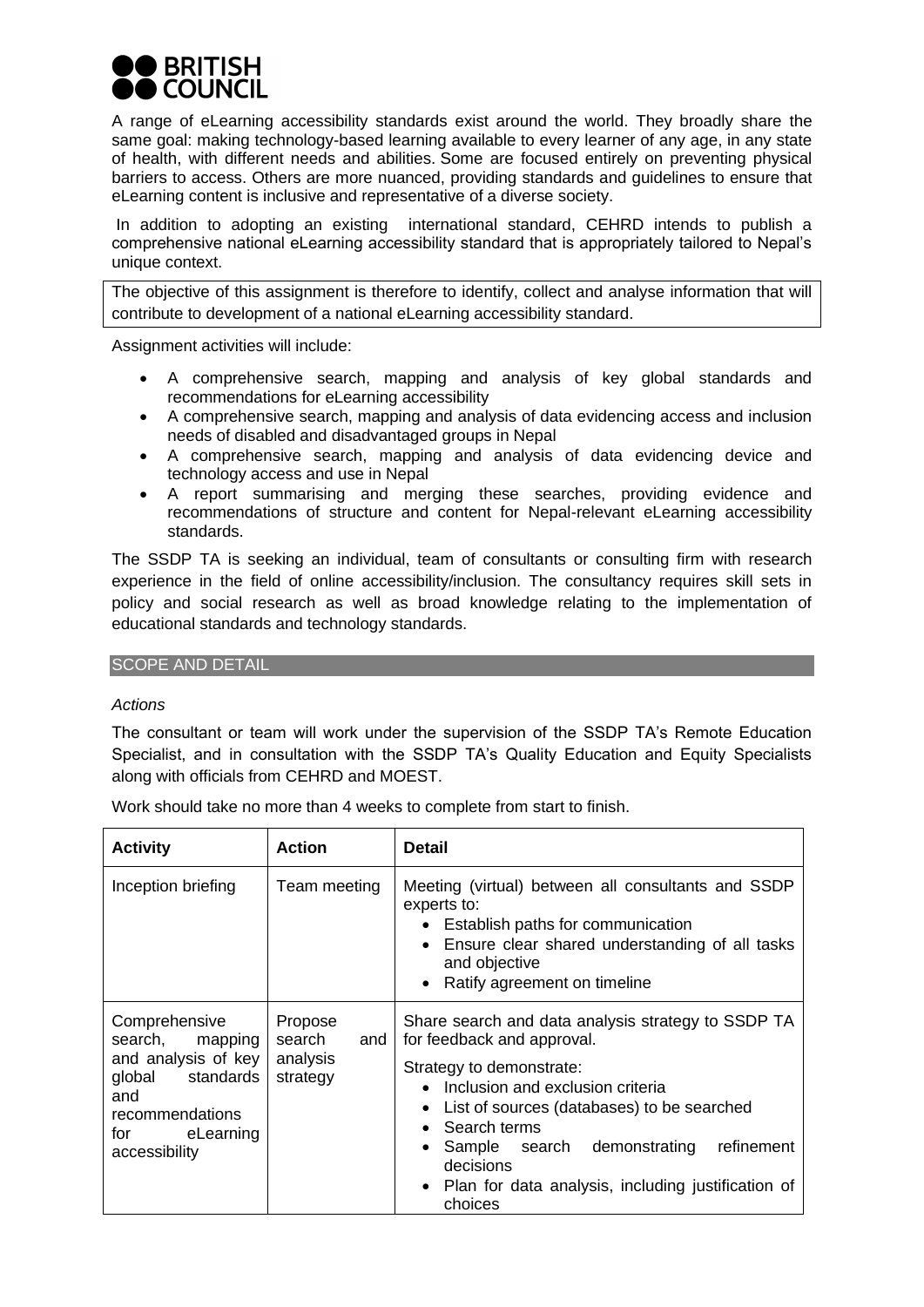A range of eLearning accessibility standards exist around the world. They broadly share the same goal: making technology-based learning available to every learner of any age, in any state of health, with different needs and abilities. Some are focused entirely on preventing physical barriers to access. Others are more nuanced, providing standards and guidelines to ensure that eLearning content is inclusive and representative of a diverse society.

In addition to adopting an existing international standard, CEHRD intends to publish a comprehensive national eLearning accessibility standard that is appropriately tailored to Nepal's unique context.

The objective of this assignment is therefore to identify, collect and analyse information that will contribute to development of a national eLearning accessibility standard.

Assignment activities will include:

- A comprehensive search, mapping and analysis of key global standards and recommendations for eLearning accessibility
- A comprehensive search, mapping and analysis of data evidencing access and inclusion needs of disabled and disadvantaged groups in Nepal
- A comprehensive search, mapping and analysis of data evidencing device and technology access and use in Nepal
- A report summarising and merging these searches, providing evidence and recommendations of structure and content for Nepal-relevant eLearning accessibility standards.

The SSDP TA is seeking an individual, team of consultants or consulting firm with research experience in the field of online accessibility/inclusion. The consultancy requires skill sets in policy and social research as well as broad knowledge relating to the implementation of educational standards and technology standards.

## SCOPE AND DETAIL

*Actions*

The consultant or team will work under the supervision of the SSDP TA's Remote Education Specialist, and in consultation with the SSDP TA's Quality Education and Equity Specialists along with officials from CEHRD and MOEST.

Work should take no more than 4 weeks to complete from start to finish.

| Activity | Action | Detail |
|---|---|---|
| Inception briefing | Team meeting | Meeting (virtual) between all consultants and SSDP experts to:<br>• Establish paths for communication<br>• Ensure clear shared understanding of all tasks and objective<br>• Ratify agreement on timeline |
| Comprehensive search, mapping and analysis of key global standards and recommendations for eLearning accessibility | Propose search and analysis strategy | Share search and data analysis strategy to SSDP TA for feedback and approval.<br><br>Strategy to demonstrate:<br>• Inclusion and exclusion criteria<br>• List of sources (databases) to be searched<br>• Search terms<br>• Sample search demonstrating refinement decisions<br>• Plan for data analysis, including justification of choices |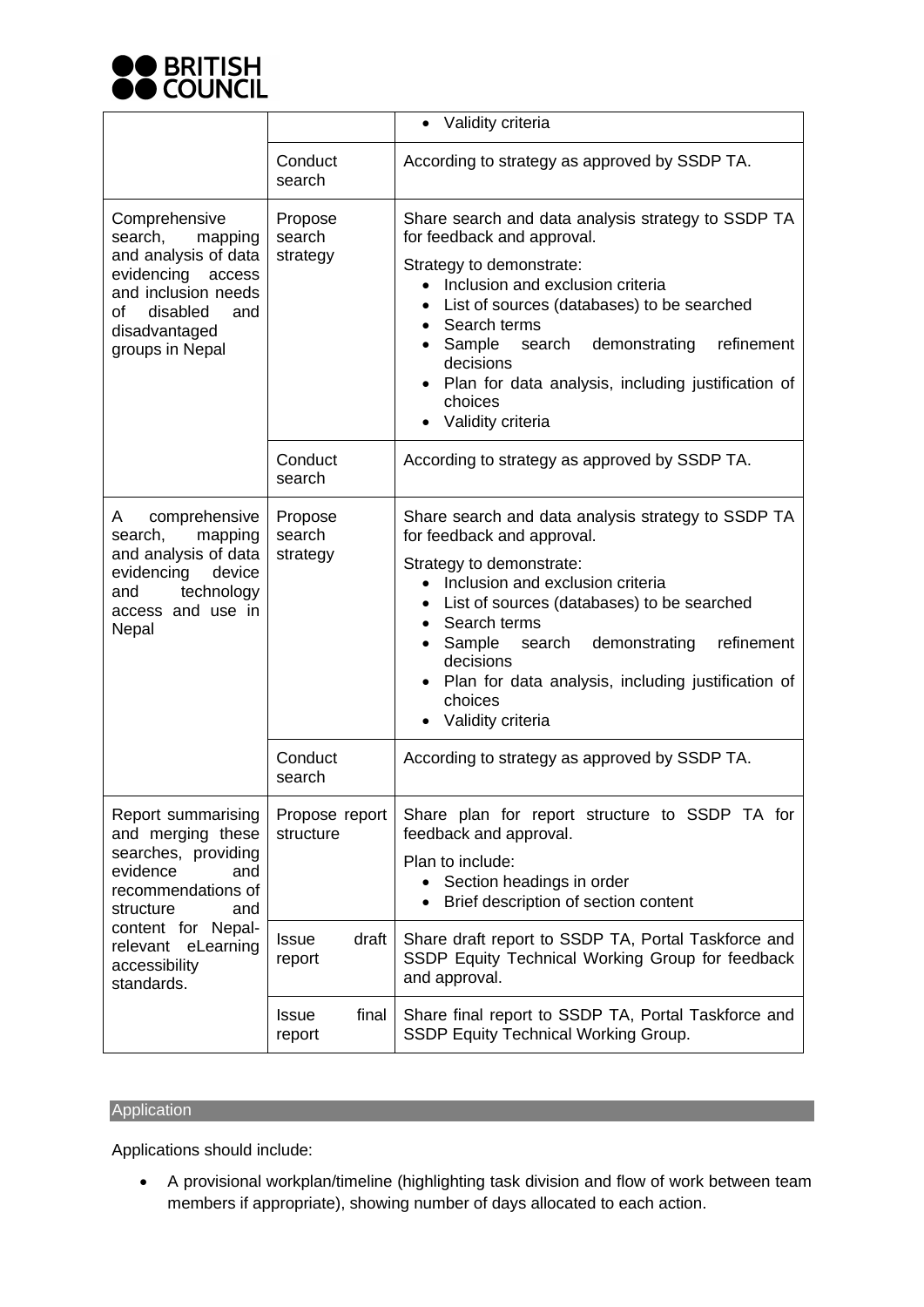| | | |
|---|---|---|
| | | • Validity criteria |
| | Conduct search | According to strategy as approved by SSDP TA. |
| Comprehensive search, mapping and analysis of data evidencing access and inclusion needs of disabled and disadvantaged groups in Nepal | Propose search strategy | Share search and data analysis strategy to SSDP TA for feedback and approval.<br><br>Strategy to demonstrate:<br>• Inclusion and exclusion criteria<br>• List of sources (databases) to be searched<br>• Search terms<br>• Sample search demonstrating refinement decisions<br>• Plan for data analysis, including justification of choices<br>• Validity criteria |
| | Conduct search | According to strategy as approved by SSDP TA. |
| A comprehensive search, mapping and analysis of data evidencing device and technology access and use in Nepal | Propose search strategy | Share search and data analysis strategy to SSDP TA for feedback and approval.<br><br>Strategy to demonstrate:<br>• Inclusion and exclusion criteria<br>• List of sources (databases) to be searched<br>• Search terms<br>• Sample search demonstrating refinement decisions<br>• Plan for data analysis, including justification of choices<br>• Validity criteria |
| | Conduct search | According to strategy as approved by SSDP TA. |
| Report summarising and merging these searches, providing evidence and recommendations of structure and content for Nepal-relevant eLearning accessibility standards. | Propose report structure | Share plan for report structure to SSDP TA for feedback and approval.<br><br>Plan to include:<br>• Section headings in order<br>• Brief description of section content |
| | Issue draft report | Share draft report to SSDP TA, Portal Taskforce and SSDP Equity Technical Working Group for feedback and approval. |
| | Issue final report | Share final report to SSDP TA, Portal Taskforce and SSDP Equity Technical Working Group. |

## Application

Applications should include:

- A provisional workplan/timeline (highlighting task division and flow of work between team members if appropriate), showing number of days allocated to each action.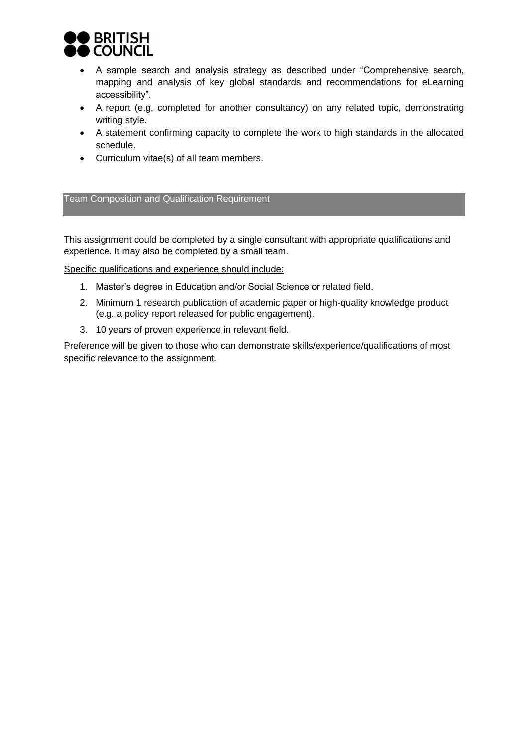- A sample search and analysis strategy as described under “Comprehensive search, mapping and analysis of key global standards and recommendations for eLearning accessibility”.
- A report (e.g. completed for another consultancy) on any related topic, demonstrating writing style.
- A statement confirming capacity to complete the work to high standards in the allocated schedule.
- Curriculum vitae(s) of all team members.

## Team Composition and Qualification Requirement

This assignment could be completed by a single consultant with appropriate qualifications and experience. It may also be completed by a small team.

Specific qualifications and experience should include:

1. Master’s degree in Education and/or Social Science or related field.
2. Minimum 1 research publication of academic paper or high-quality knowledge product (e.g. a policy report released for public engagement).
3. 10 years of proven experience in relevant field.

Preference will be given to those who can demonstrate skills/experience/qualifications of most specific relevance to the assignment.